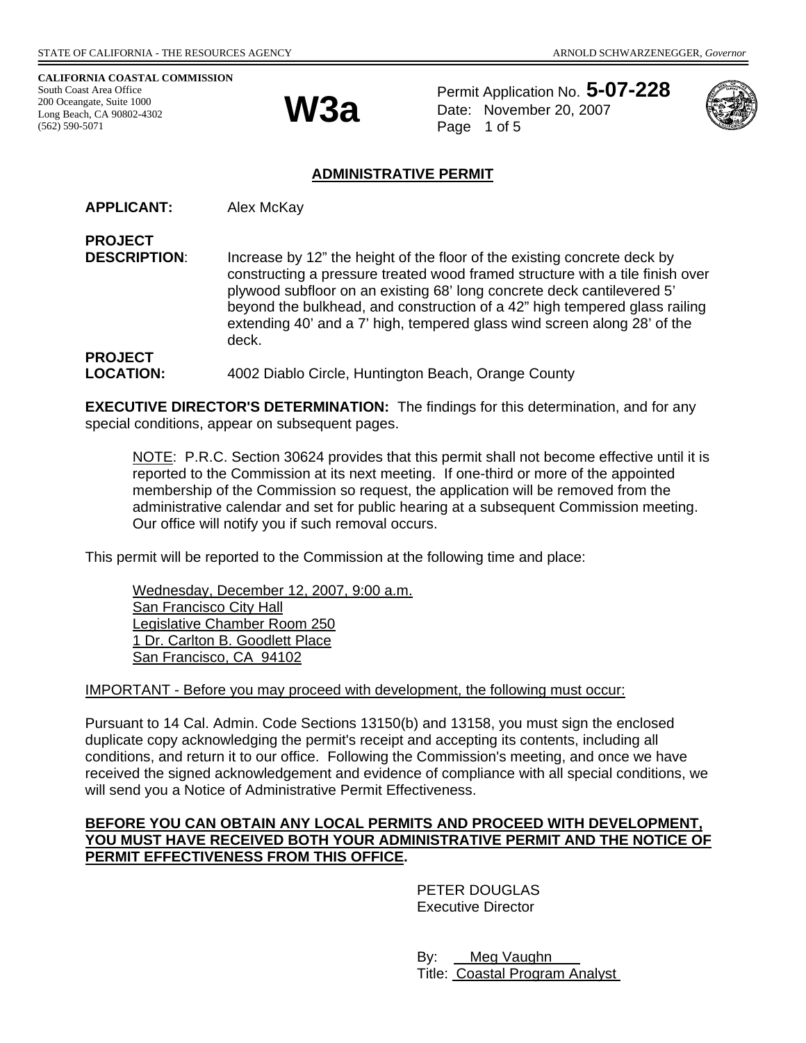STATE OF CALIFORNIA - THE RESOURCES AGENCY ARNOLD SCHWARZENEGGER, *Governor*

**CALIFORNIA COASTAL COMMISSION**
South Coast Area Office
200 Oceangate, Suite 1000
Long Beach, CA 90802-4302
(562) 590-5071

# W3a

Permit Application No. **5-07-228**
Date: November 20, 2007
Page 1 of 5

## ADMINISTRATIVE PERMIT

**APPLICANT:** Alex McKay

**PROJECT DESCRIPTION**: Increase by 12" the height of the floor of the existing concrete deck by constructing a pressure treated wood framed structure with a tile finish over plywood subfloor on an existing 68' long concrete deck cantilevered 5' beyond the bulkhead, and construction of a 42" high tempered glass railing extending 40' and a 7' high, tempered glass wind screen along 28' of the deck.

**PROJECT LOCATION:** 4002 Diablo Circle, Huntington Beach, Orange County

**EXECUTIVE DIRECTOR'S DETERMINATION:** The findings for this determination, and for any special conditions, appear on subsequent pages.

> NOTE: P.R.C. Section 30624 provides that this permit shall not become effective until it is reported to the Commission at its next meeting. If one-third or more of the appointed membership of the Commission so request, the application will be removed from the administrative calendar and set for public hearing at a subsequent Commission meeting. Our office will notify you if such removal occurs.

This permit will be reported to the Commission at the following time and place:

> Wednesday, December 12, 2007, 9:00 a.m.
> San Francisco City Hall
> Legislative Chamber Room 250
> 1 Dr. Carlton B. Goodlett Place
> San Francisco, CA 94102

IMPORTANT - Before you may proceed with development, the following must occur:

Pursuant to 14 Cal. Admin. Code Sections 13150(b) and 13158, you must sign the enclosed duplicate copy acknowledging the permit's receipt and accepting its contents, including all conditions, and return it to our office. Following the Commission's meeting, and once we have received the signed acknowledgement and evidence of compliance with all special conditions, we will send you a Notice of Administrative Permit Effectiveness.

**BEFORE YOU CAN OBTAIN ANY LOCAL PERMITS AND PROCEED WITH DEVELOPMENT, YOU MUST HAVE RECEIVED BOTH YOUR ADMINISTRATIVE PERMIT AND THE NOTICE OF PERMIT EFFECTIVENESS FROM THIS OFFICE.**

PETER DOUGLAS
Executive Director

By: Meg Vaughn
Title: Coastal Program Analyst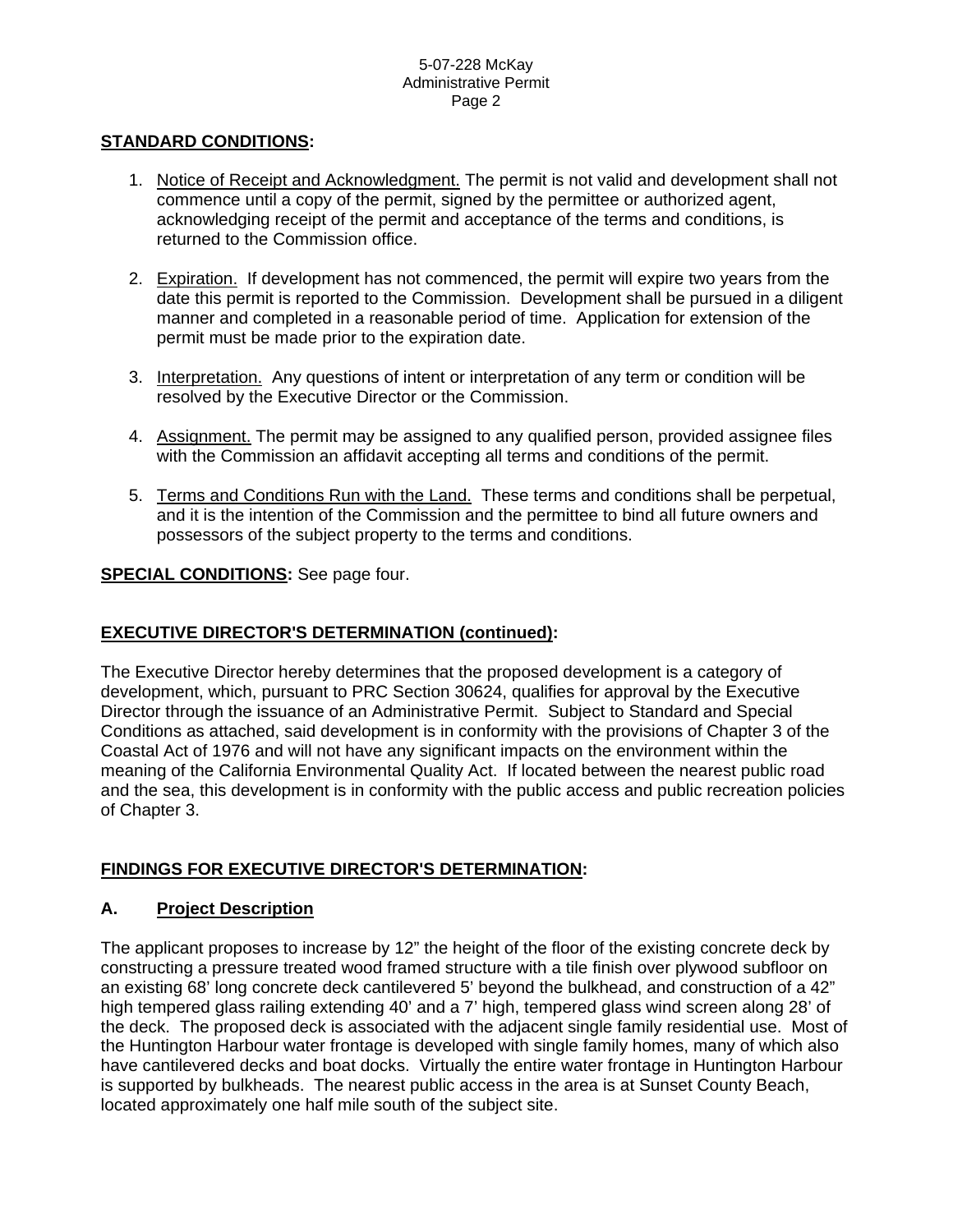**STANDARD CONDITIONS:**

1. Notice of Receipt and Acknowledgment. The permit is not valid and development shall not commence until a copy of the permit, signed by the permittee or authorized agent, acknowledging receipt of the permit and acceptance of the terms and conditions, is returned to the Commission office.

2. Expiration. If development has not commenced, the permit will expire two years from the date this permit is reported to the Commission. Development shall be pursued in a diligent manner and completed in a reasonable period of time. Application for extension of the permit must be made prior to the expiration date.

3. Interpretation. Any questions of intent or interpretation of any term or condition will be resolved by the Executive Director or the Commission.

4. Assignment. The permit may be assigned to any qualified person, provided assignee files with the Commission an affidavit accepting all terms and conditions of the permit.

5. Terms and Conditions Run with the Land. These terms and conditions shall be perpetual, and it is the intention of the Commission and the permittee to bind all future owners and possessors of the subject property to the terms and conditions.

**SPECIAL CONDITIONS:** See page four.

**EXECUTIVE DIRECTOR'S DETERMINATION (continued):**

The Executive Director hereby determines that the proposed development is a category of development, which, pursuant to PRC Section 30624, qualifies for approval by the Executive Director through the issuance of an Administrative Permit. Subject to Standard and Special Conditions as attached, said development is in conformity with the provisions of Chapter 3 of the Coastal Act of 1976 and will not have any significant impacts on the environment within the meaning of the California Environmental Quality Act. If located between the nearest public road and the sea, this development is in conformity with the public access and public recreation policies of Chapter 3.

**FINDINGS FOR EXECUTIVE DIRECTOR'S DETERMINATION:**

## A. Project Description

The applicant proposes to increase by 12" the height of the floor of the existing concrete deck by constructing a pressure treated wood framed structure with a tile finish over plywood subfloor on an existing 68' long concrete deck cantilevered 5' beyond the bulkhead, and construction of a 42" high tempered glass railing extending 40' and a 7' high, tempered glass wind screen along 28' of the deck. The proposed deck is associated with the adjacent single family residential use. Most of the Huntington Harbour water frontage is developed with single family homes, many of which also have cantilevered decks and boat docks. Virtually the entire water frontage in Huntington Harbour is supported by bulkheads. The nearest public access in the area is at Sunset County Beach, located approximately one half mile south of the subject site.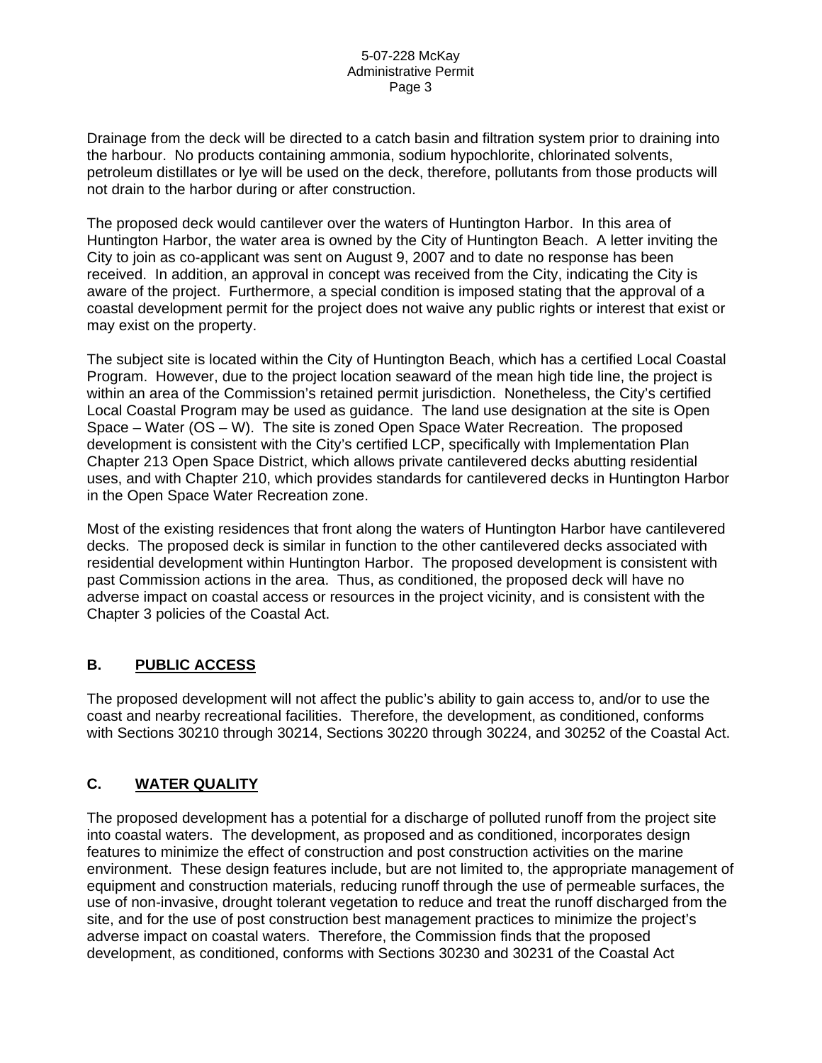Drainage from the deck will be directed to a catch basin and filtration system prior to draining into the harbour. No products containing ammonia, sodium hypochlorite, chlorinated solvents, petroleum distillates or lye will be used on the deck, therefore, pollutants from those products will not drain to the harbor during or after construction.

The proposed deck would cantilever over the waters of Huntington Harbor. In this area of Huntington Harbor, the water area is owned by the City of Huntington Beach. A letter inviting the City to join as co-applicant was sent on August 9, 2007 and to date no response has been received. In addition, an approval in concept was received from the City, indicating the City is aware of the project. Furthermore, a special condition is imposed stating that the approval of a coastal development permit for the project does not waive any public rights or interest that exist or may exist on the property.

The subject site is located within the City of Huntington Beach, which has a certified Local Coastal Program. However, due to the project location seaward of the mean high tide line, the project is within an area of the Commission's retained permit jurisdiction. Nonetheless, the City's certified Local Coastal Program may be used as guidance. The land use designation at the site is Open Space – Water (OS – W). The site is zoned Open Space Water Recreation. The proposed development is consistent with the City's certified LCP, specifically with Implementation Plan Chapter 213 Open Space District, which allows private cantilevered decks abutting residential uses, and with Chapter 210, which provides standards for cantilevered decks in Huntington Harbor in the Open Space Water Recreation zone.

Most of the existing residences that front along the waters of Huntington Harbor have cantilevered decks. The proposed deck is similar in function to the other cantilevered decks associated with residential development within Huntington Harbor. The proposed development is consistent with past Commission actions in the area. Thus, as conditioned, the proposed deck will have no adverse impact on coastal access or resources in the project vicinity, and is consistent with the Chapter 3 policies of the Coastal Act.

## B. PUBLIC ACCESS

The proposed development will not affect the public's ability to gain access to, and/or to use the coast and nearby recreational facilities. Therefore, the development, as conditioned, conforms with Sections 30210 through 30214, Sections 30220 through 30224, and 30252 of the Coastal Act.

## C. WATER QUALITY

The proposed development has a potential for a discharge of polluted runoff from the project site into coastal waters. The development, as proposed and as conditioned, incorporates design features to minimize the effect of construction and post construction activities on the marine environment. These design features include, but are not limited to, the appropriate management of equipment and construction materials, reducing runoff through the use of permeable surfaces, the use of non-invasive, drought tolerant vegetation to reduce and treat the runoff discharged from the site, and for the use of post construction best management practices to minimize the project's adverse impact on coastal waters. Therefore, the Commission finds that the proposed development, as conditioned, conforms with Sections 30230 and 30231 of the Coastal Act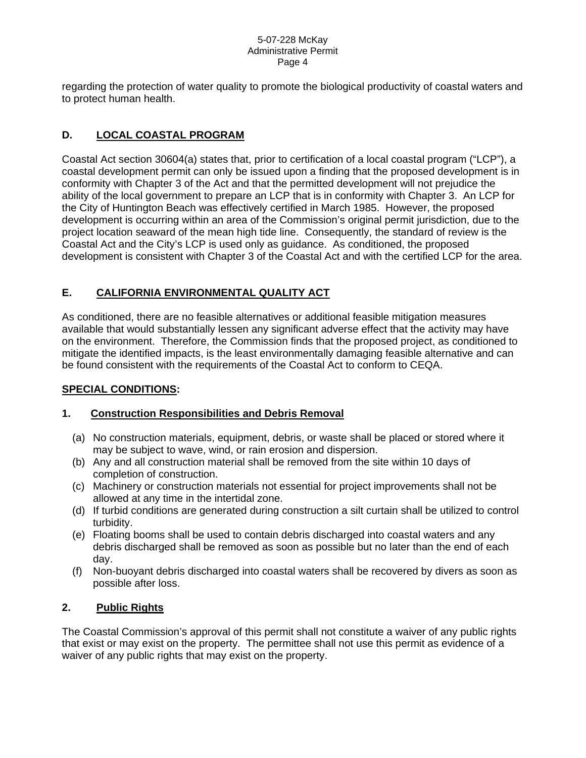regarding the protection of water quality to promote the biological productivity of coastal waters and to protect human health.

## D. LOCAL COASTAL PROGRAM

Coastal Act section 30604(a) states that, prior to certification of a local coastal program ("LCP"), a coastal development permit can only be issued upon a finding that the proposed development is in conformity with Chapter 3 of the Act and that the permitted development will not prejudice the ability of the local government to prepare an LCP that is in conformity with Chapter 3. An LCP for the City of Huntington Beach was effectively certified in March 1985. However, the proposed development is occurring within an area of the Commission's original permit jurisdiction, due to the project location seaward of the mean high tide line. Consequently, the standard of review is the Coastal Act and the City's LCP is used only as guidance. As conditioned, the proposed development is consistent with Chapter 3 of the Coastal Act and with the certified LCP for the area.

## E. CALIFORNIA ENVIRONMENTAL QUALITY ACT

As conditioned, there are no feasible alternatives or additional feasible mitigation measures available that would substantially lessen any significant adverse effect that the activity may have on the environment. Therefore, the Commission finds that the proposed project, as conditioned to mitigate the identified impacts, is the least environmentally damaging feasible alternative and can be found consistent with the requirements of the Coastal Act to conform to CEQA.

## SPECIAL CONDITIONS:

### 1. Construction Responsibilities and Debris Removal

(a) No construction materials, equipment, debris, or waste shall be placed or stored where it may be subject to wave, wind, or rain erosion and dispersion.
(b) Any and all construction material shall be removed from the site within 10 days of completion of construction.
(c) Machinery or construction materials not essential for project improvements shall not be allowed at any time in the intertidal zone.
(d) If turbid conditions are generated during construction a silt curtain shall be utilized to control turbidity.
(e) Floating booms shall be used to contain debris discharged into coastal waters and any debris discharged shall be removed as soon as possible but no later than the end of each day.
(f) Non-buoyant debris discharged into coastal waters shall be recovered by divers as soon as possible after loss.

### 2. Public Rights

The Coastal Commission's approval of this permit shall not constitute a waiver of any public rights that exist or may exist on the property. The permittee shall not use this permit as evidence of a waiver of any public rights that may exist on the property.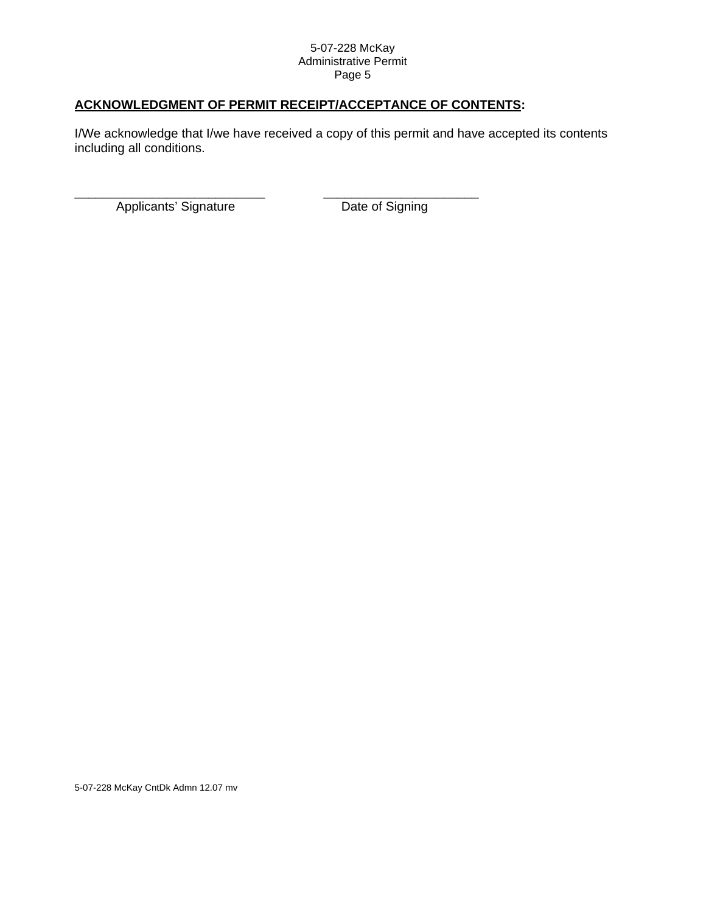**ACKNOWLEDGMENT OF PERMIT RECEIPT/ACCEPTANCE OF CONTENTS:**

I/We acknowledge that I/we have received a copy of this permit and have accepted its contents including all conditions.

\_\_\_\_\_\_\_\_\_\_\_\_\_\_\_\_\_\_\_\_\_\_\_\_\_\_\_\_ &nbsp;&nbsp;&nbsp;&nbsp;&nbsp;&nbsp;&nbsp;&nbsp; \_\_\_\_\_\_\_\_\_\_\_\_\_\_\_\_\_\_\_\_\_\_\_

Applicants' Signature &nbsp;&nbsp;&nbsp;&nbsp;&nbsp;&nbsp;&nbsp;&nbsp;&nbsp;&nbsp;&nbsp;&nbsp;&nbsp;&nbsp;&nbsp;&nbsp; Date of Signing

5-07-228 McKay CntDk Admn 12.07 mv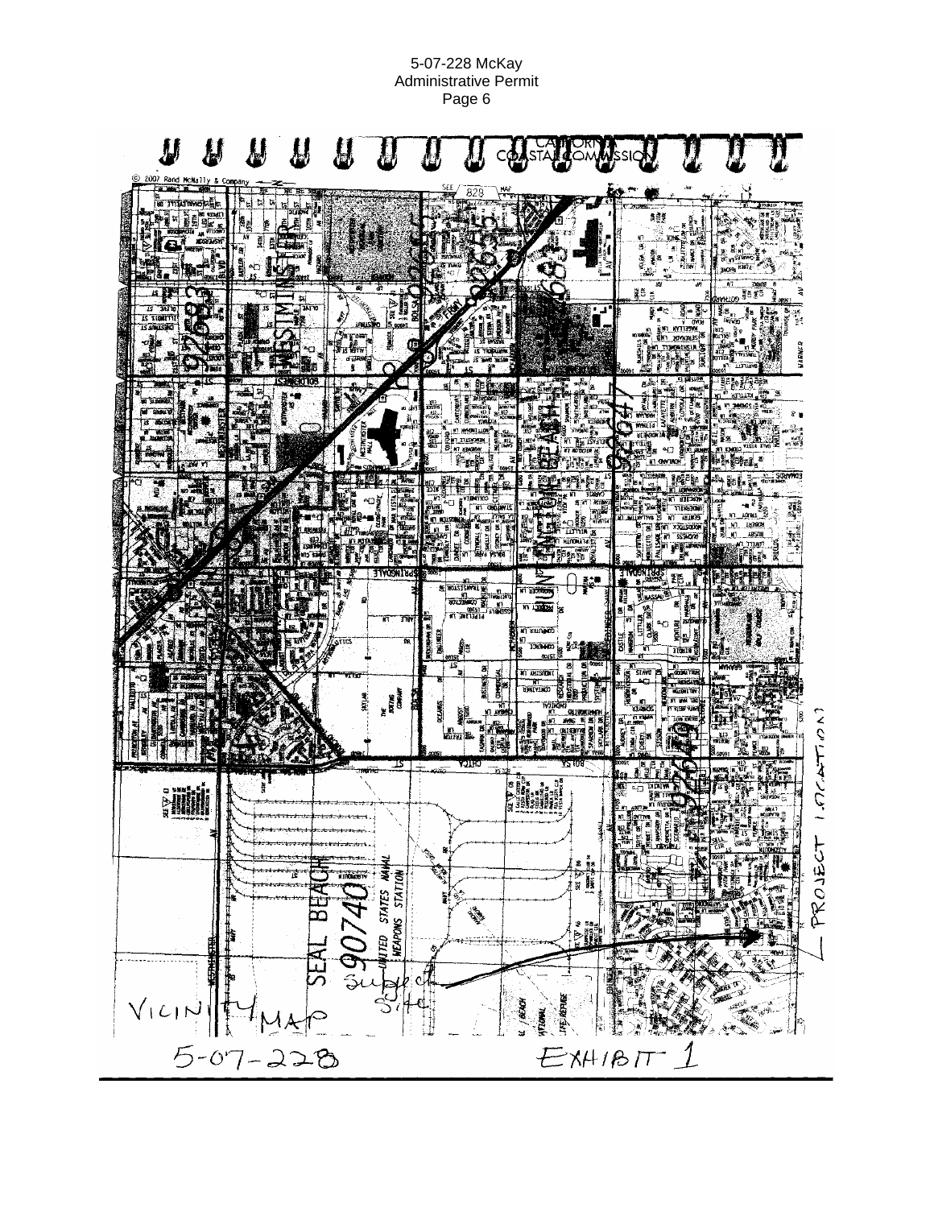CALIFORNIA COASTAL COMMISSION

© 2007 Rand McNally & Company

VICINITY MAP

Subject Site

PROJECT LOCATION

5-07-228

EXHIBIT 1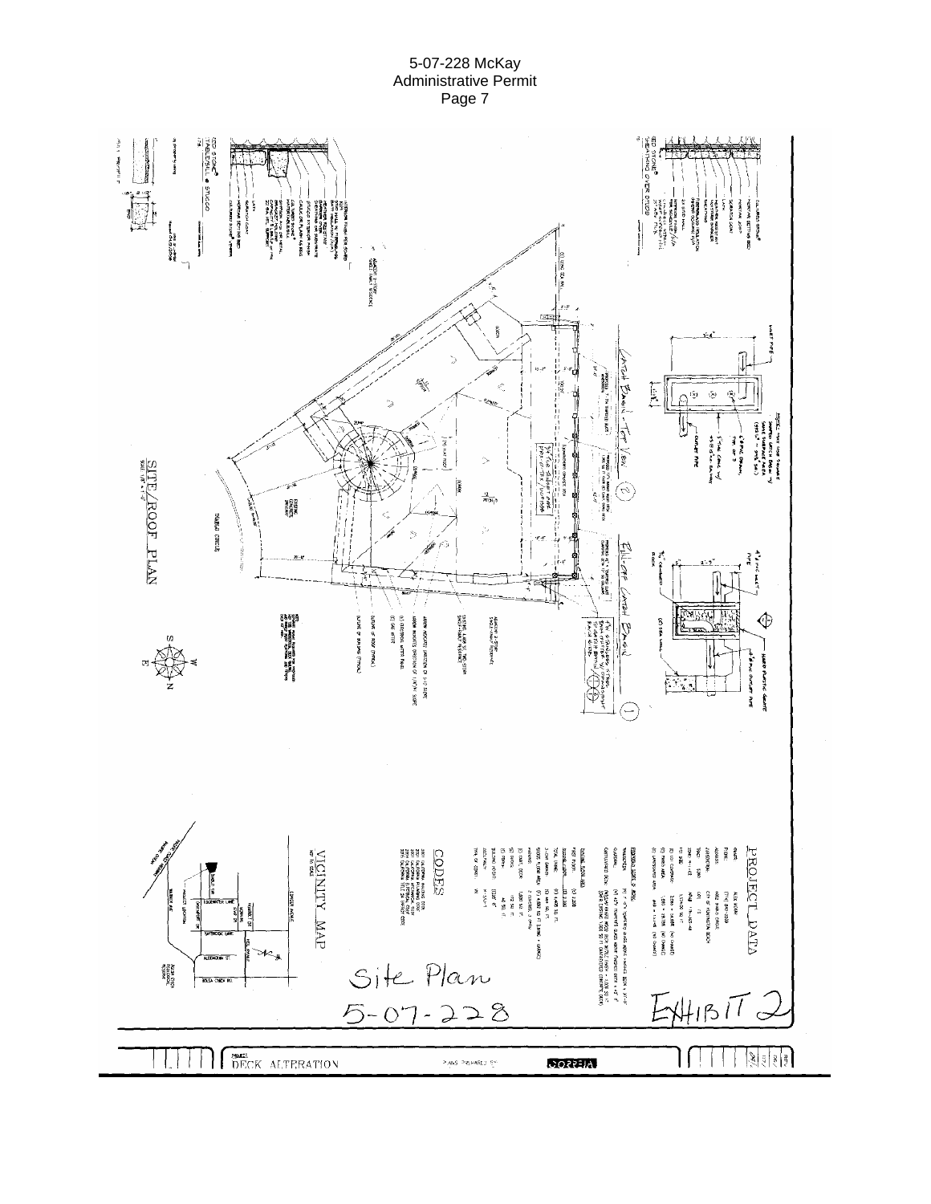Site Plan

5-07-228

EXHIBIT 2

SITE/ROOF PLAN

PROJECT DATA

VICINITY MAP

CODES

DECK ALTERATION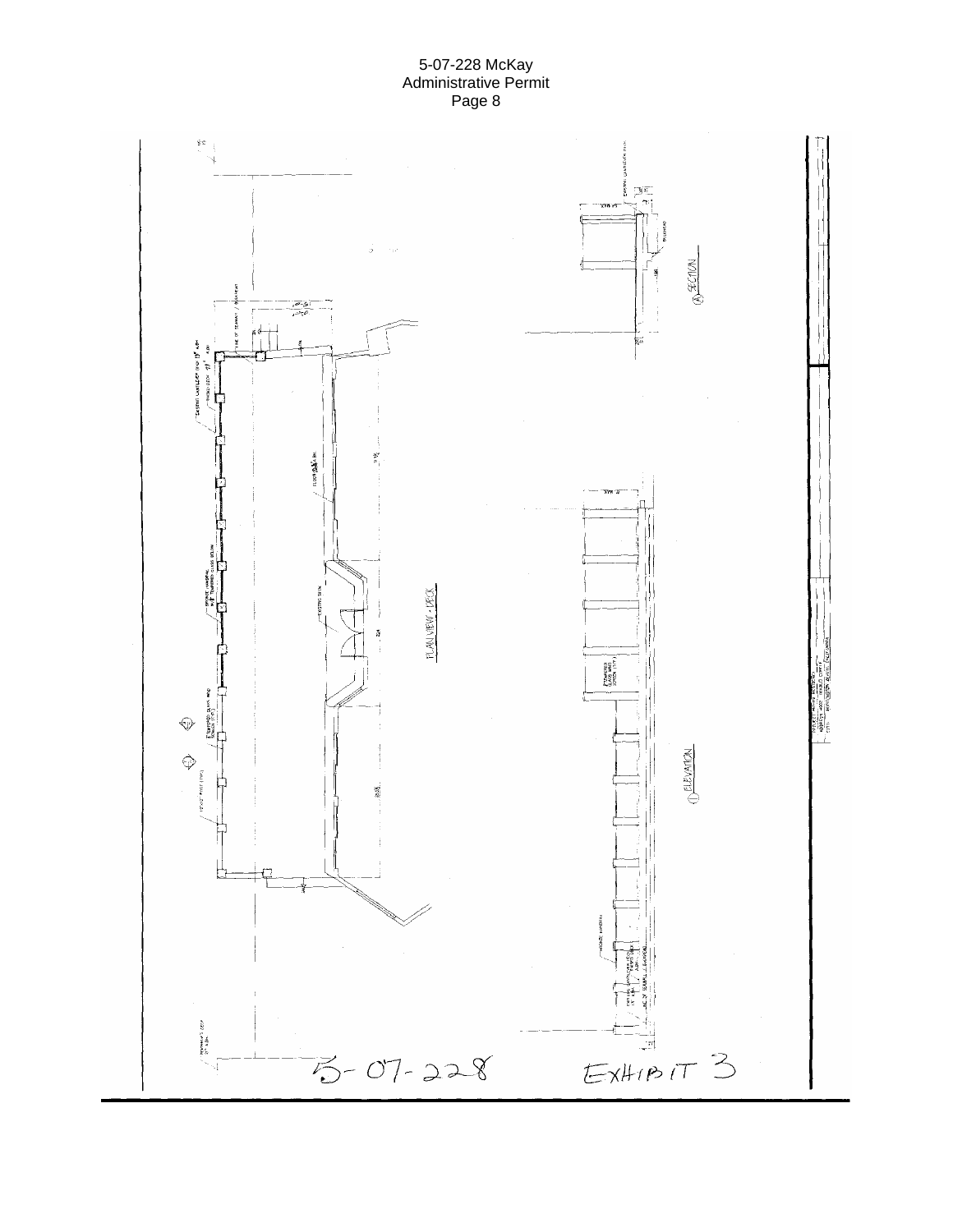5-07-228 McKay
Administrative Permit
Page 8

PLAN VIEW - DECK

(A) SECTION

(1) ELEVATION

5-07-228

EXHIBIT 3